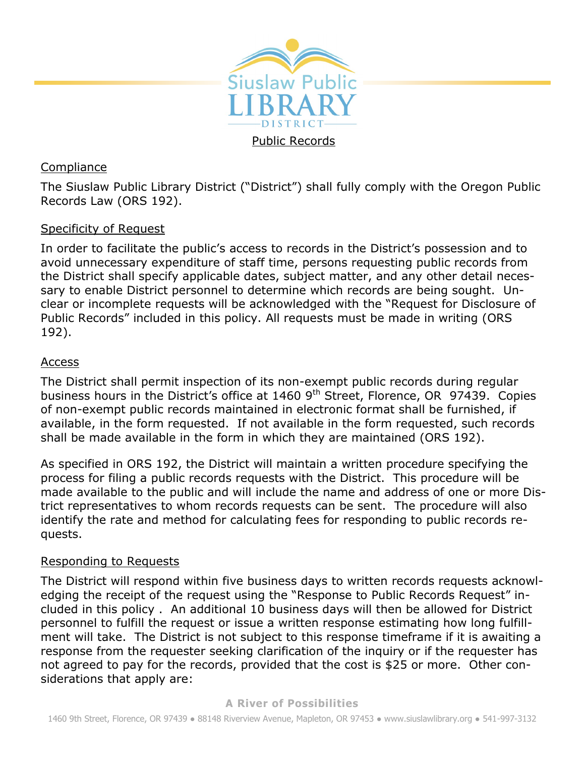# Siuslaw Public Library District

## Public Records

### Compliance

The Siuslaw Public Library District ("District") shall fully comply with the Oregon Public Records Law (ORS 192).

### Specificity of Request

In order to facilitate the public's access to records in the District's possession and to avoid unnecessary expenditure of staff time, persons requesting public records from the District shall specify applicable dates, subject matter, and any other detail necessary to enable District personnel to determine which records are being sought. Unclear or incomplete requests will be acknowledged with the "Request for Disclosure of Public Records" included in this policy. All requests must be made in writing (ORS 192).

### Access

The District shall permit inspection of its non-exempt public records during regular business hours in the District's office at 1460 9th Street, Florence, OR 97439. Copies of non-exempt public records maintained in electronic format shall be furnished, if available, in the form requested. If not available in the form requested, such records shall be made available in the form in which they are maintained (ORS 192).

As specified in ORS 192, the District will maintain a written procedure specifying the process for filing a public records requests with the District. This procedure will be made available to the public and will include the name and address of one or more District representatives to whom records requests can be sent. The procedure will also identify the rate and method for calculating fees for responding to public records requests.

### Responding to Requests

The District will respond within five business days to written records requests acknowledging the receipt of the request using the "Response to Public Records Request" included in this policy . An additional 10 business days will then be allowed for District personnel to fulfill the request or issue a written response estimating how long fulfillment will take. The District is not subject to this response timeframe if it is awaiting a response from the requester seeking clarification of the inquiry or if the requester has not agreed to pay for the records, provided that the cost is $25 or more. Other considerations that apply are: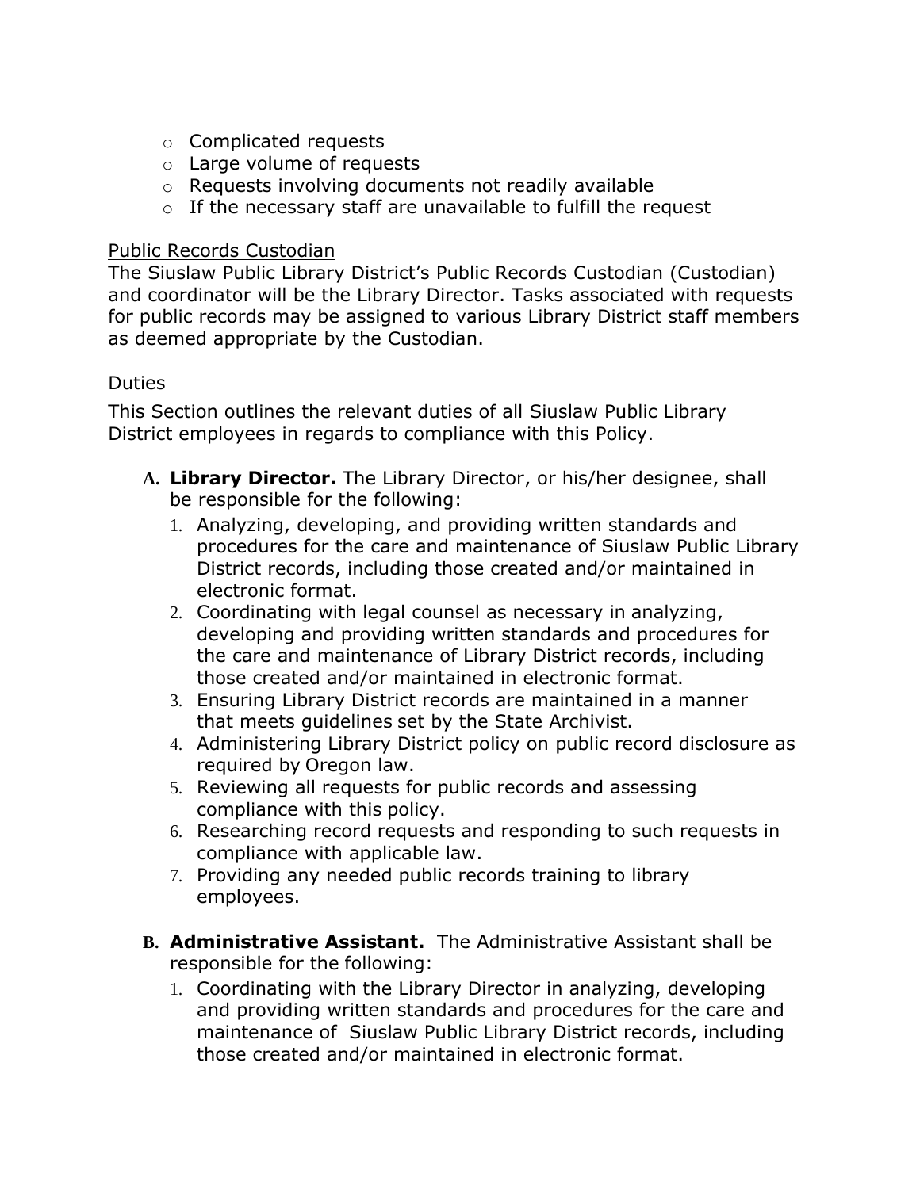- Complicated requests
- Large volume of requests
- Requests involving documents not readily available
- If the necessary staff are unavailable to fulfill the request

<u>Public Records Custodian</u>

The Siuslaw Public Library District's Public Records Custodian (Custodian) and coordinator will be the Library Director. Tasks associated with requests for public records may be assigned to various Library District staff members as deemed appropriate by the Custodian.

<u>Duties</u>

This Section outlines the relevant duties of all Siuslaw Public Library District employees in regards to compliance with this Policy.

A. **Library Director.** The Library Director, or his/her designee, shall be responsible for the following:
   1. Analyzing, developing, and providing written standards and procedures for the care and maintenance of Siuslaw Public Library District records, including those created and/or maintained in electronic format.
   2. Coordinating with legal counsel as necessary in analyzing, developing and providing written standards and procedures for the care and maintenance of Library District records, including those created and/or maintained in electronic format.
   3. Ensuring Library District records are maintained in a manner that meets guidelines set by the State Archivist.
   4. Administering Library District policy on public record disclosure as required by Oregon law.
   5. Reviewing all requests for public records and assessing compliance with this policy.
   6. Researching record requests and responding to such requests in compliance with applicable law.
   7. Providing any needed public records training to library employees.

B. **Administrative Assistant.** The Administrative Assistant shall be responsible for the following:
   1. Coordinating with the Library Director in analyzing, developing and providing written standards and procedures for the care and maintenance of Siuslaw Public Library District records, including those created and/or maintained in electronic format.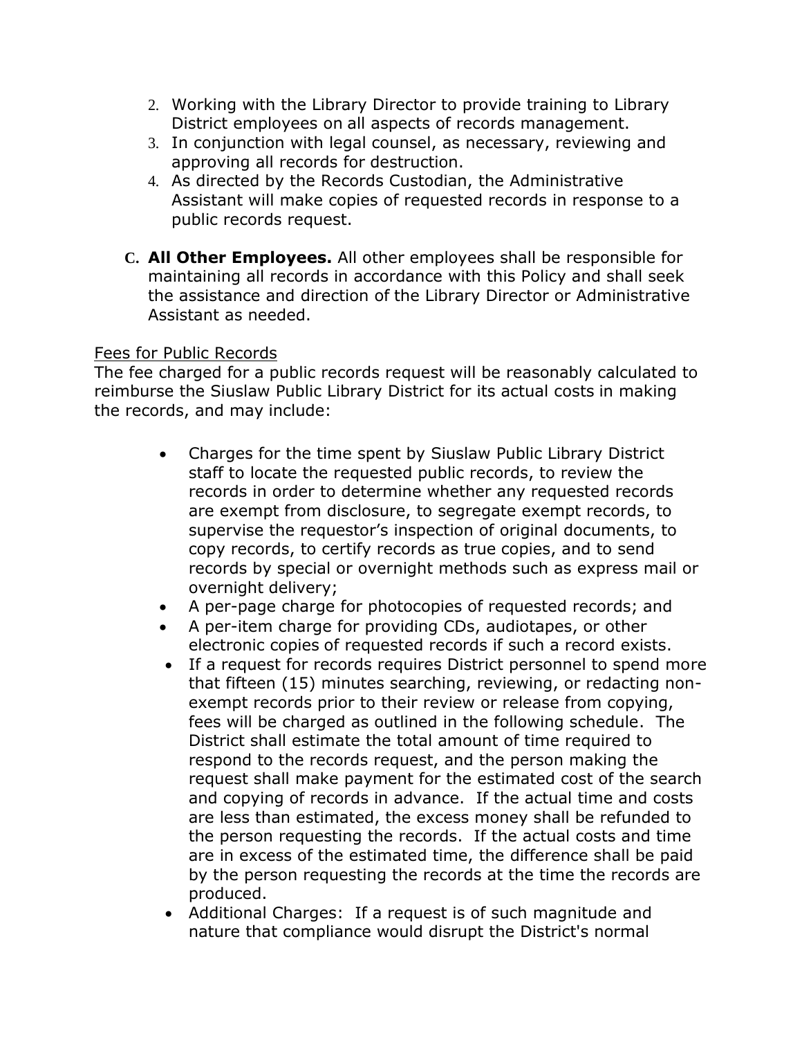2. Working with the Library Director to provide training to Library District employees on all aspects of records management.
3. In conjunction with legal counsel, as necessary, reviewing and approving all records for destruction.
4. As directed by the Records Custodian, the Administrative Assistant will make copies of requested records in response to a public records request.

C. **All Other Employees.** All other employees shall be responsible for maintaining all records in accordance with this Policy and shall seek the assistance and direction of the Library Director or Administrative Assistant as needed.

Fees for Public Records

The fee charged for a public records request will be reasonably calculated to reimburse the Siuslaw Public Library District for its actual costs in making the records, and may include:

- Charges for the time spent by Siuslaw Public Library District staff to locate the requested public records, to review the records in order to determine whether any requested records are exempt from disclosure, to segregate exempt records, to supervise the requestor's inspection of original documents, to copy records, to certify records as true copies, and to send records by special or overnight methods such as express mail or overnight delivery;
- A per-page charge for photocopies of requested records; and
- A per-item charge for providing CDs, audiotapes, or other electronic copies of requested records if such a record exists.
- If a request for records requires District personnel to spend more that fifteen (15) minutes searching, reviewing, or redacting non-exempt records prior to their review or release from copying, fees will be charged as outlined in the following schedule. The District shall estimate the total amount of time required to respond to the records request, and the person making the request shall make payment for the estimated cost of the search and copying of records in advance. If the actual time and costs are less than estimated, the excess money shall be refunded to the person requesting the records. If the actual costs and time are in excess of the estimated time, the difference shall be paid by the person requesting the records at the time the records are produced.
- Additional Charges: If a request is of such magnitude and nature that compliance would disrupt the District's normal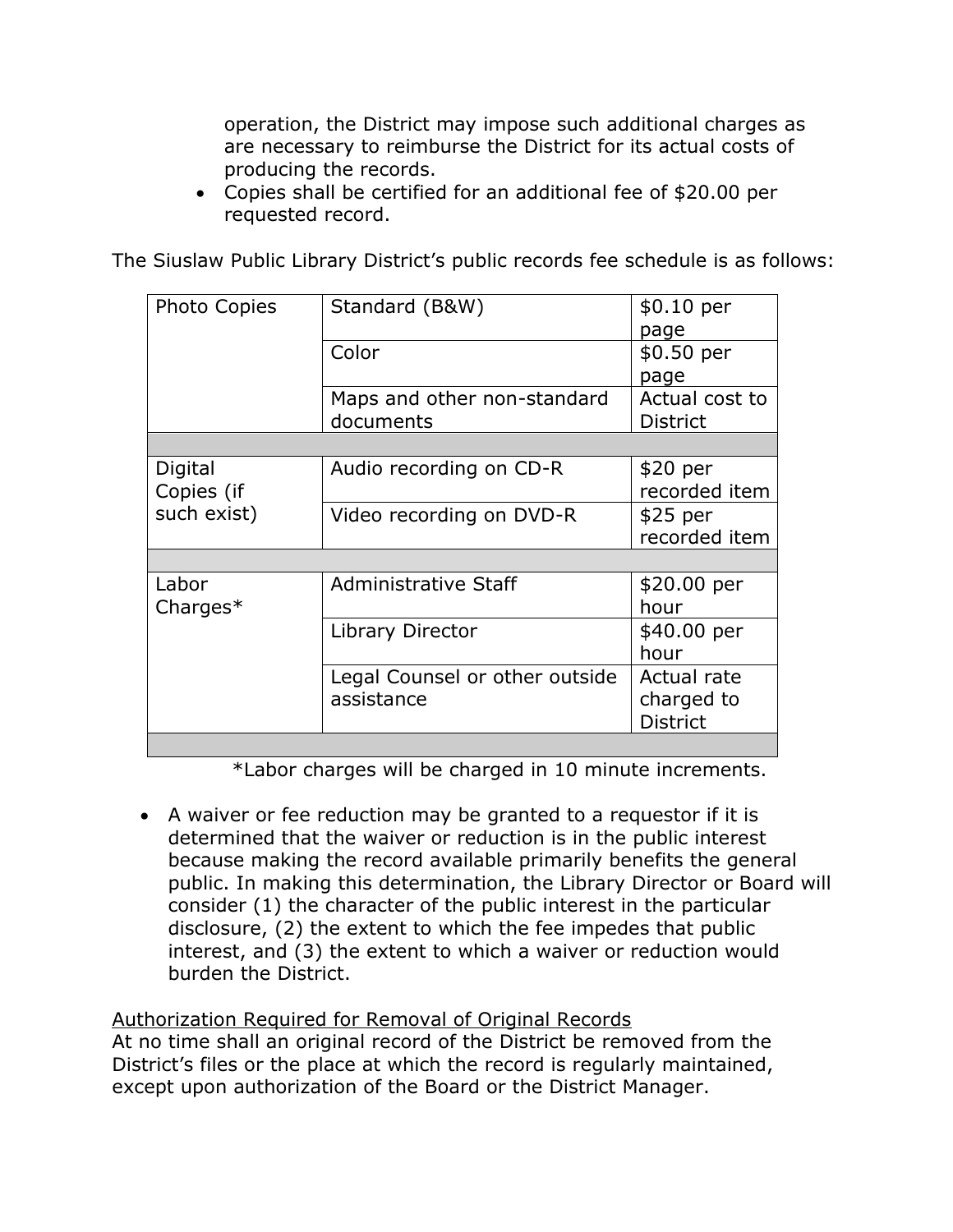operation, the District may impose such additional charges as are necessary to reimburse the District for its actual costs of producing the records.

- Copies shall be certified for an additional fee of $20.00 per requested record.

The Siuslaw Public Library District's public records fee schedule is as follows:

| | | |
|---|---|---|
| Photo Copies | Standard (B&W) | $0.10 per page |
| | Color | $0.50 per page |
| | Maps and other non-standard documents | Actual cost to District |
| | | |
| Digital Copies (if such exist) | Audio recording on CD-R | $20 per recorded item |
| | Video recording on DVD-R | $25 per recorded item |
| | | |
| Labor Charges* | Administrative Staff | $20.00 per hour |
| | Library Director | $40.00 per hour |
| | Legal Counsel or other outside assistance | Actual rate charged to District |
| | | |

*Labor charges will be charged in 10 minute increments.

- A waiver or fee reduction may be granted to a requestor if it is determined that the waiver or reduction is in the public interest because making the record available primarily benefits the general public. In making this determination, the Library Director or Board will consider (1) the character of the public interest in the particular disclosure, (2) the extent to which the fee impedes that public interest, and (3) the extent to which a waiver or reduction would burden the District.

<u>Authorization Required for Removal of Original Records</u>

At no time shall an original record of the District be removed from the District's files or the place at which the record is regularly maintained, except upon authorization of the Board or the District Manager.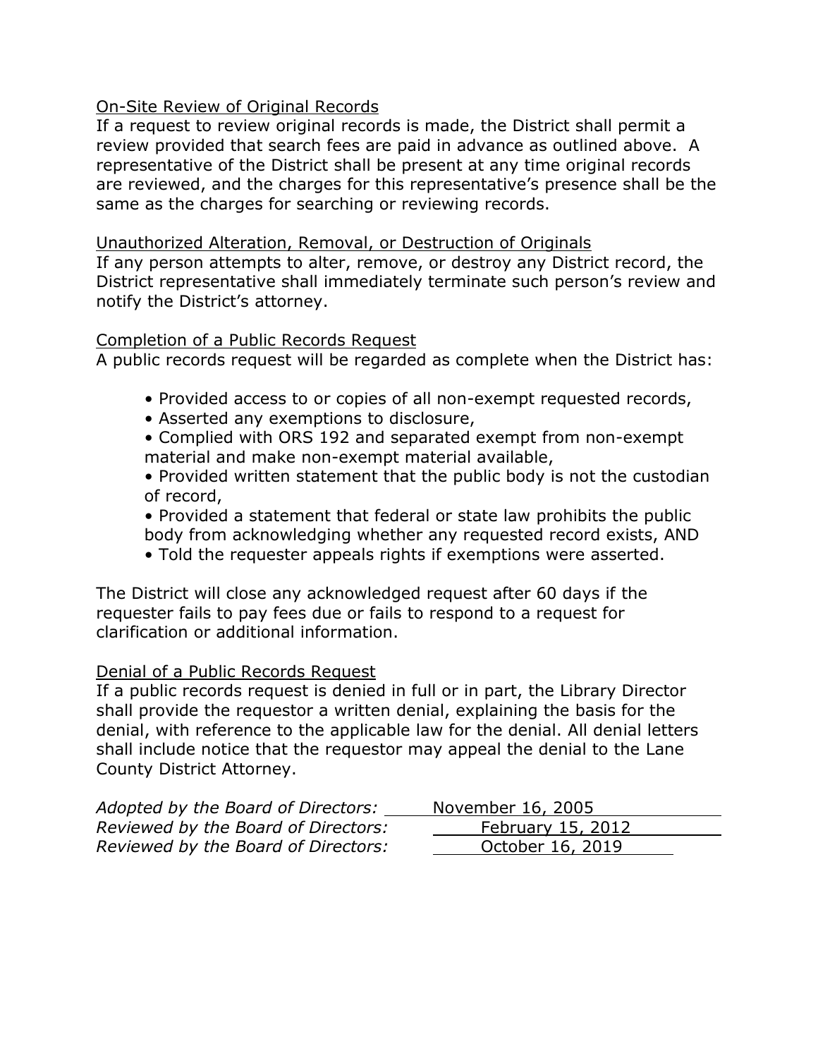<u>On-Site Review of Original Records</u>

If a request to review original records is made, the District shall permit a review provided that search fees are paid in advance as outlined above. A representative of the District shall be present at any time original records are reviewed, and the charges for this representative's presence shall be the same as the charges for searching or reviewing records.

<u>Unauthorized Alteration, Removal, or Destruction of Originals</u>

If any person attempts to alter, remove, or destroy any District record, the District representative shall immediately terminate such person's review and notify the District's attorney.

<u>Completion of a Public Records Request</u>

A public records request will be regarded as complete when the District has:

- Provided access to or copies of all non-exempt requested records,
- Asserted any exemptions to disclosure,
- Complied with ORS 192 and separated exempt from non-exempt material and make non-exempt material available,
- Provided written statement that the public body is not the custodian of record,
- Provided a statement that federal or state law prohibits the public body from acknowledging whether any requested record exists, AND
- Told the requester appeals rights if exemptions were asserted.

The District will close any acknowledged request after 60 days if the requester fails to pay fees due or fails to respond to a request for clarification or additional information.

<u>Denial of a Public Records Request</u>

If a public records request is denied in full or in part, the Library Director shall provide the requestor a written denial, explaining the basis for the denial, with reference to the applicable law for the denial. All denial letters shall include notice that the requestor may appeal the denial to the Lane County District Attorney.

*Adopted by the Board of Directors:* November 16, 2005
*Reviewed by the Board of Directors:* February 15, 2012
*Reviewed by the Board of Directors:* October 16, 2019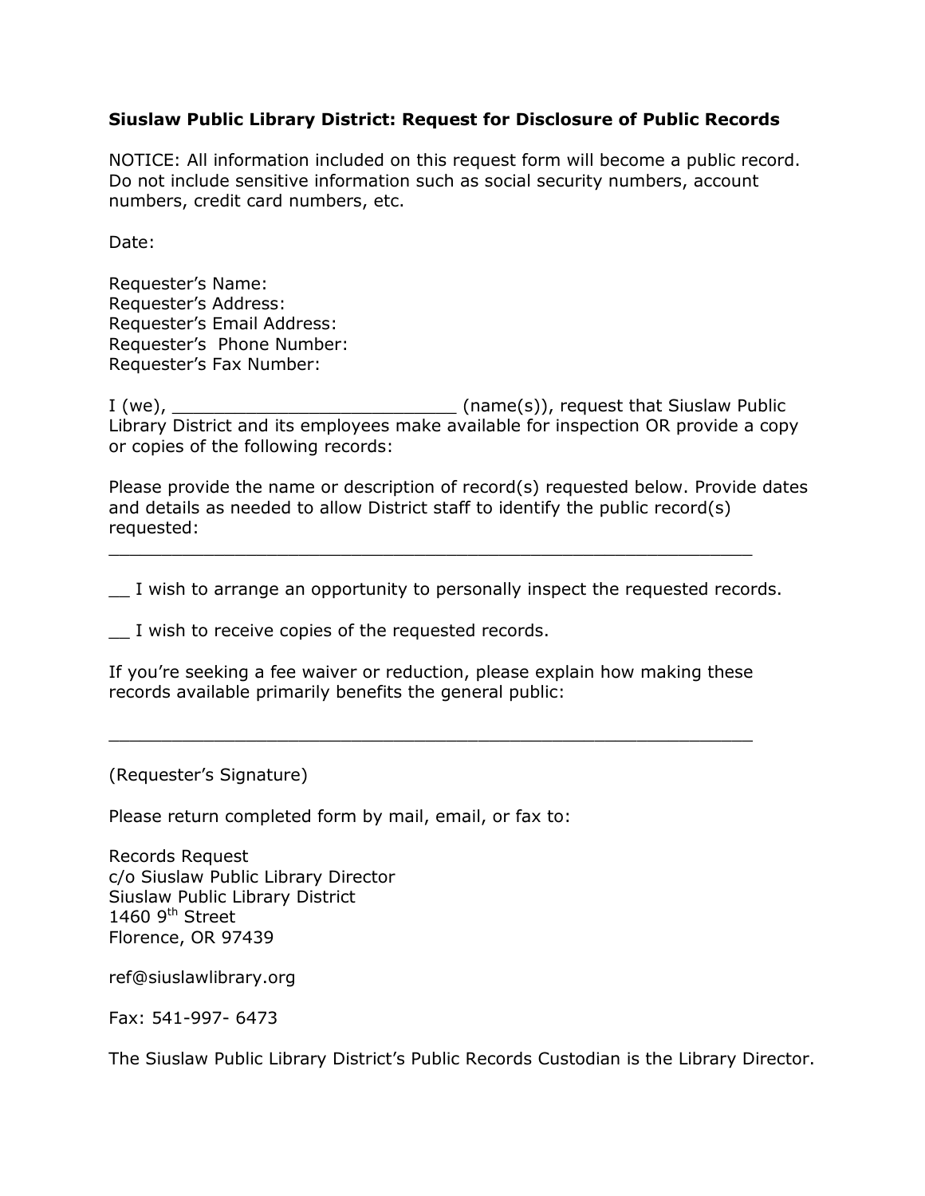**Siuslaw Public Library District: Request for Disclosure of Public Records**

NOTICE: All information included on this request form will become a public record. Do not include sensitive information such as social security numbers, account numbers, credit card numbers, etc.

Date:

Requester's Name:
Requester's Address:
Requester's Email Address:
Requester's Phone Number:
Requester's Fax Number:

I (we), ___________________________ (name(s)), request that Siuslaw Public Library District and its employees make available for inspection OR provide a copy or copies of the following records:

Please provide the name or description of record(s) requested below. Provide dates and details as needed to allow District staff to identify the public record(s) requested:
_______________________________________________________________

__ I wish to arrange an opportunity to personally inspect the requested records.

__ I wish to receive copies of the requested records.

If you're seeking a fee waiver or reduction, please explain how making these records available primarily benefits the general public:

_______________________________________________________________

(Requester's Signature)

Please return completed form by mail, email, or fax to:

Records Request
c/o Siuslaw Public Library Director
Siuslaw Public Library District
1460 9th Street
Florence, OR 97439

ref@siuslawlibrary.org

Fax: 541-997- 6473

The Siuslaw Public Library District's Public Records Custodian is the Library Director.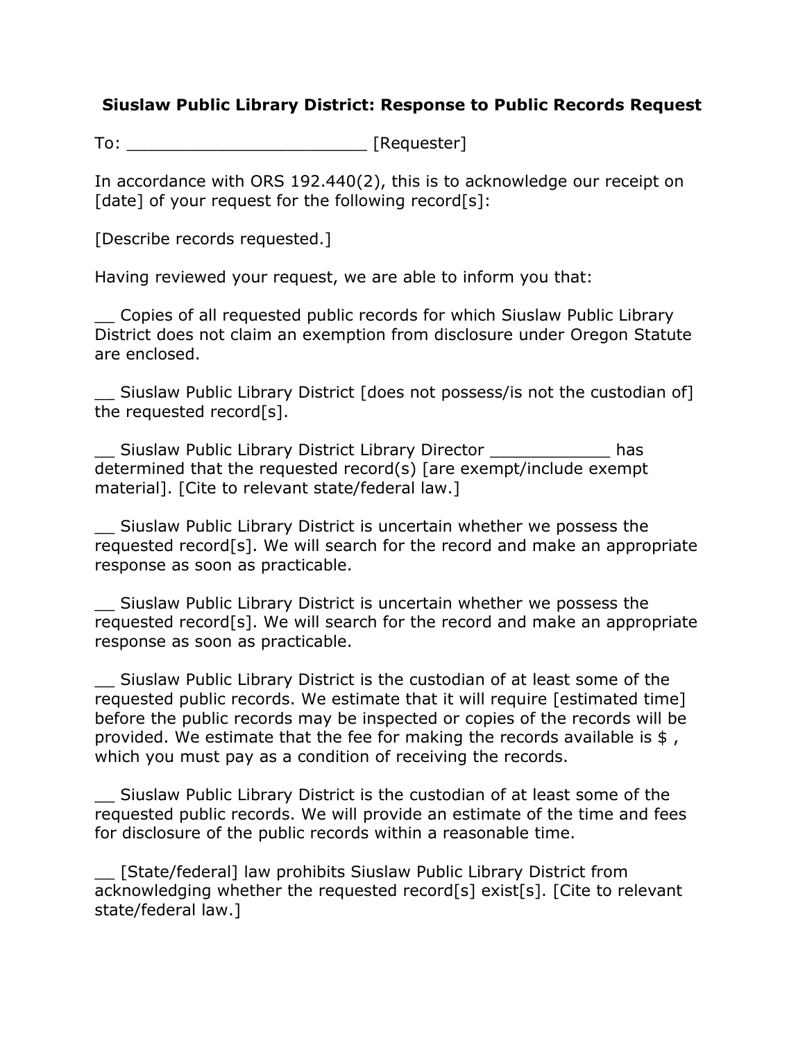**Siuslaw Public Library District: Response to Public Records Request**

To: ________________________ [Requester]

In accordance with ORS 192.440(2), this is to acknowledge our receipt on [date] of your request for the following record[s]:

[Describe records requested.]

Having reviewed your request, we are able to inform you that:

__ Copies of all requested public records for which Siuslaw Public Library District does not claim an exemption from disclosure under Oregon Statute are enclosed.

__ Siuslaw Public Library District [does not possess/is not the custodian of] the requested record[s].

__ Siuslaw Public Library District Library Director ____________ has determined that the requested record(s) [are exempt/include exempt material]. [Cite to relevant state/federal law.]

__ Siuslaw Public Library District is uncertain whether we possess the requested record[s]. We will search for the record and make an appropriate response as soon as practicable.

__ Siuslaw Public Library District is uncertain whether we possess the requested record[s]. We will search for the record and make an appropriate response as soon as practicable.

__ Siuslaw Public Library District is the custodian of at least some of the requested public records. We estimate that it will require [estimated time] before the public records may be inspected or copies of the records will be provided. We estimate that the fee for making the records available is $ , which you must pay as a condition of receiving the records.

__ Siuslaw Public Library District is the custodian of at least some of the requested public records. We will provide an estimate of the time and fees for disclosure of the public records within a reasonable time.

__ [State/federal] law prohibits Siuslaw Public Library District from acknowledging whether the requested record[s] exist[s]. [Cite to relevant state/federal law.]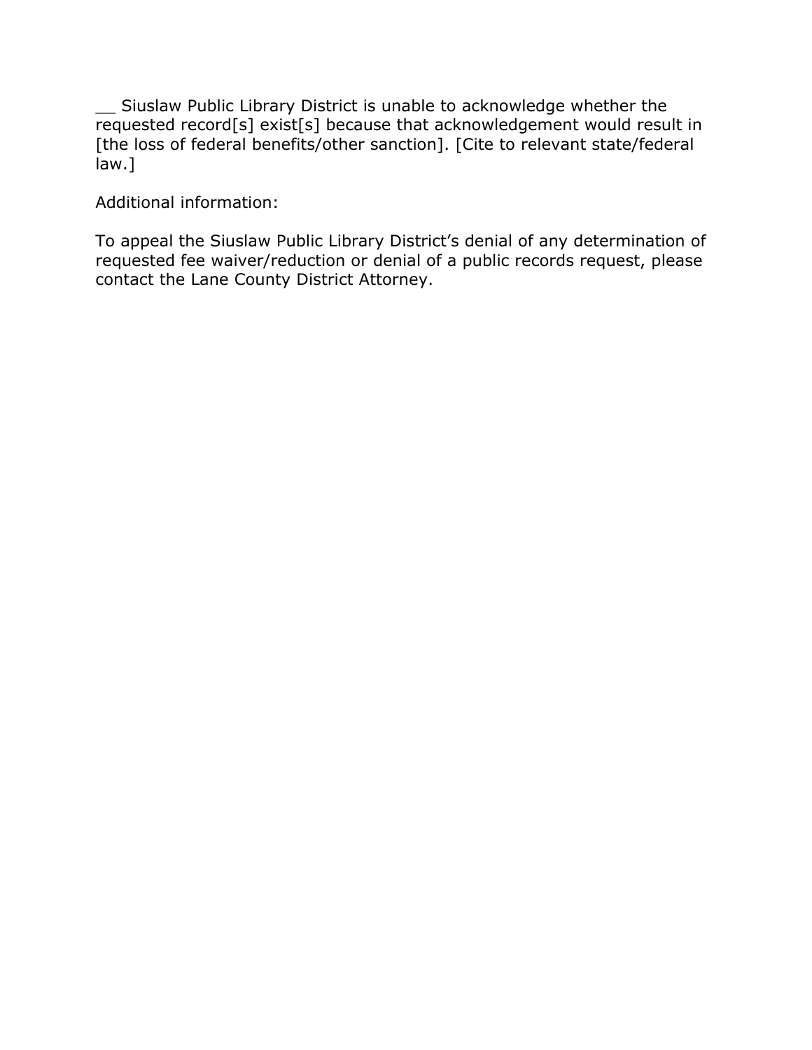__ Siuslaw Public Library District is unable to acknowledge whether the requested record[s] exist[s] because that acknowledgement would result in [the loss of federal benefits/other sanction]. [Cite to relevant state/federal law.]

Additional information:

To appeal the Siuslaw Public Library District's denial of any determination of requested fee waiver/reduction or denial of a public records request, please contact the Lane County District Attorney.